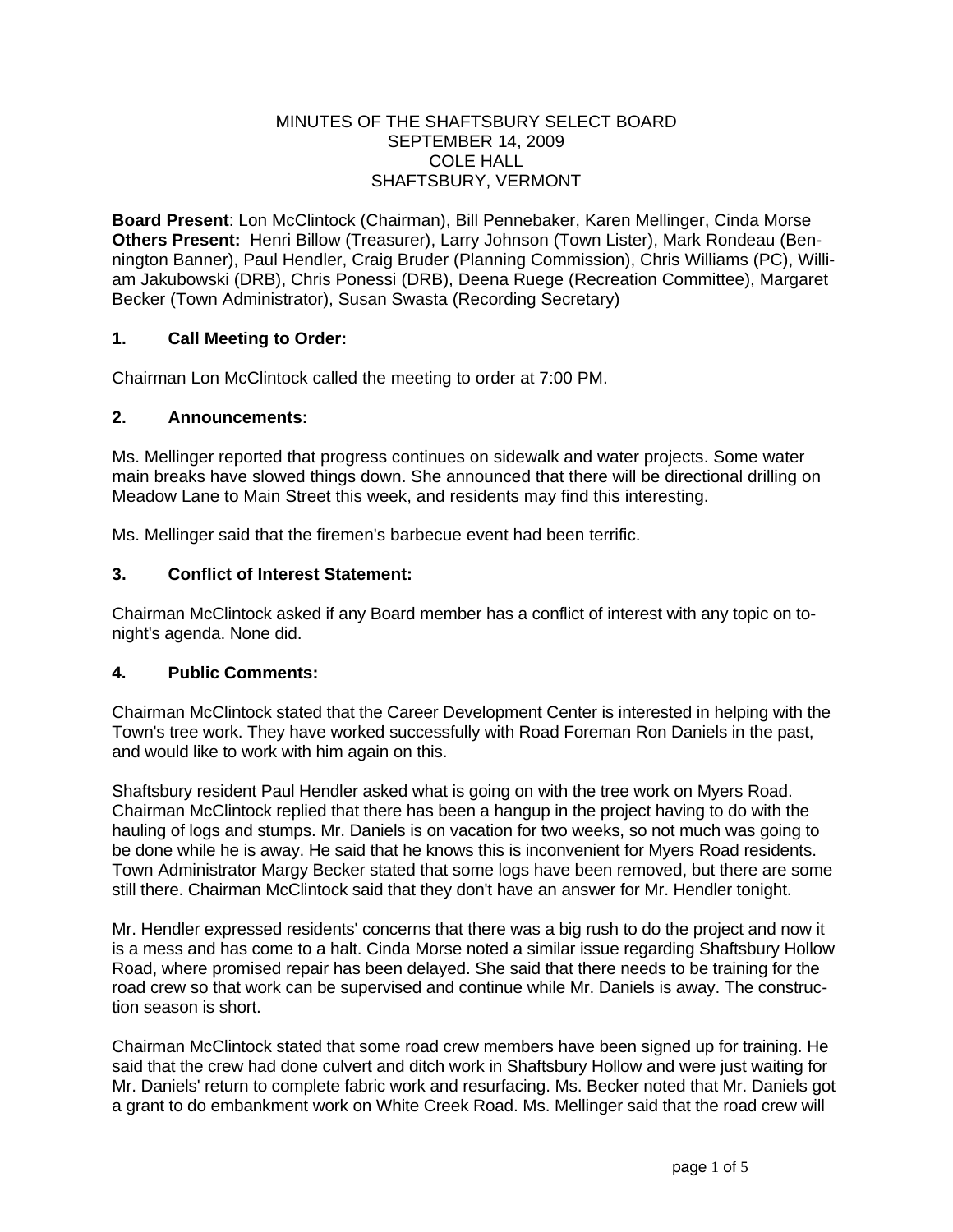MINUTES OF THE SHAFTSBURY SELECT BOARD
SEPTEMBER 14, 2009
COLE HALL
SHAFTSBURY, VERMONT

**Board Present**: Lon McClintock (Chairman), Bill Pennebaker, Karen Mellinger, Cinda Morse
**Others Present:** Henri Billow (Treasurer), Larry Johnson (Town Lister), Mark Rondeau (Bennington Banner), Paul Hendler, Craig Bruder (Planning Commission), Chris Williams (PC), William Jakubowski (DRB), Chris Ponessi (DRB), Deena Ruege (Recreation Committee), Margaret Becker (Town Administrator), Susan Swasta (Recording Secretary)

## 1. Call Meeting to Order:

Chairman Lon McClintock called the meeting to order at 7:00 PM.

## 2. Announcements:

Ms. Mellinger reported that progress continues on sidewalk and water projects. Some water main breaks have slowed things down. She announced that there will be directional drilling on Meadow Lane to Main Street this week, and residents may find this interesting.

Ms. Mellinger said that the firemen's barbecue event had been terrific.

## 3. Conflict of Interest Statement:

Chairman McClintock asked if any Board member has a conflict of interest with any topic on tonight's agenda. None did.

## 4. Public Comments:

Chairman McClintock stated that the Career Development Center is interested in helping with the Town's tree work. They have worked successfully with Road Foreman Ron Daniels in the past, and would like to work with him again on this.

Shaftsbury resident Paul Hendler asked what is going on with the tree work on Myers Road. Chairman McClintock replied that there has been a hangup in the project having to do with the hauling of logs and stumps. Mr. Daniels is on vacation for two weeks, so not much was going to be done while he is away. He said that he knows this is inconvenient for Myers Road residents. Town Administrator Margy Becker stated that some logs have been removed, but there are some still there. Chairman McClintock said that they don't have an answer for Mr. Hendler tonight.

Mr. Hendler expressed residents' concerns that there was a big rush to do the project and now it is a mess and has come to a halt. Cinda Morse noted a similar issue regarding Shaftsbury Hollow Road, where promised repair has been delayed. She said that there needs to be training for the road crew so that work can be supervised and continue while Mr. Daniels is away. The construction season is short.

Chairman McClintock stated that some road crew members have been signed up for training. He said that the crew had done culvert and ditch work in Shaftsbury Hollow and were just waiting for Mr. Daniels' return to complete fabric work and resurfacing. Ms. Becker noted that Mr. Daniels got a grant to do embankment work on White Creek Road. Ms. Mellinger said that the road crew will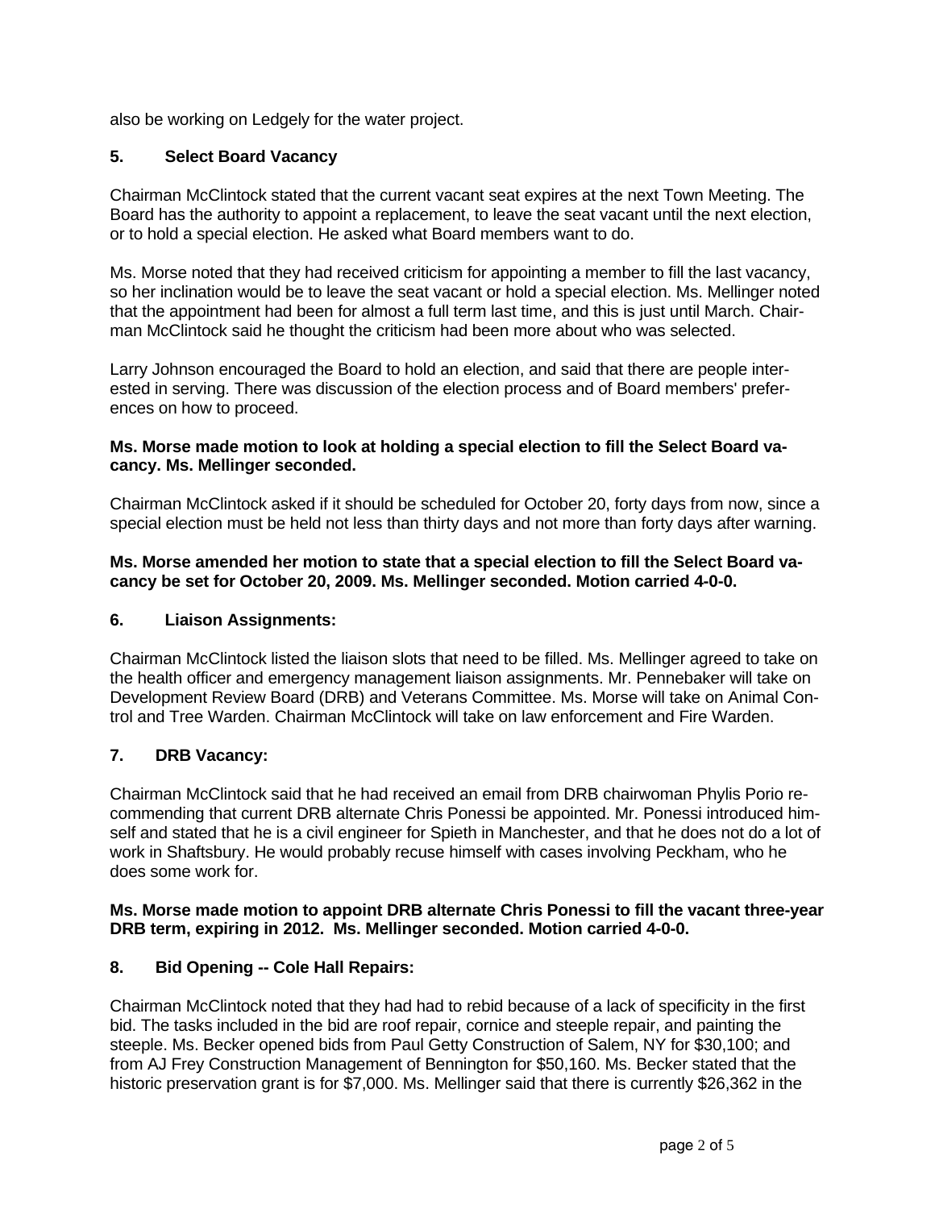also be working on Ledgely for the water project.

## 5. Select Board Vacancy

Chairman McClintock stated that the current vacant seat expires at the next Town Meeting. The Board has the authority to appoint a replacement, to leave the seat vacant until the next election, or to hold a special election. He asked what Board members want to do.

Ms. Morse noted that they had received criticism for appointing a member to fill the last vacancy, so her inclination would be to leave the seat vacant or hold a special election. Ms. Mellinger noted that the appointment had been for almost a full term last time, and this is just until March. Chairman McClintock said he thought the criticism had been more about who was selected.

Larry Johnson encouraged the Board to hold an election, and said that there are people interested in serving. There was discussion of the election process and of Board members' preferences on how to proceed.

**Ms. Morse made motion to look at holding a special election to fill the Select Board vacancy. Ms. Mellinger seconded.**

Chairman McClintock asked if it should be scheduled for October 20, forty days from now, since a special election must be held not less than thirty days and not more than forty days after warning.

**Ms. Morse amended her motion to state that a special election to fill the Select Board vacancy be set for October 20, 2009. Ms. Mellinger seconded. Motion carried 4-0-0.**

## 6. Liaison Assignments:

Chairman McClintock listed the liaison slots that need to be filled. Ms. Mellinger agreed to take on the health officer and emergency management liaison assignments. Mr. Pennebaker will take on Development Review Board (DRB) and Veterans Committee. Ms. Morse will take on Animal Control and Tree Warden. Chairman McClintock will take on law enforcement and Fire Warden.

## 7. DRB Vacancy:

Chairman McClintock said that he had received an email from DRB chairwoman Phylis Porio recommending that current DRB alternate Chris Ponessi be appointed. Mr. Ponessi introduced himself and stated that he is a civil engineer for Spieth in Manchester, and that he does not do a lot of work in Shaftsbury. He would probably recuse himself with cases involving Peckham, who he does some work for.

**Ms. Morse made motion to appoint DRB alternate Chris Ponessi to fill the vacant three-year DRB term, expiring in 2012. Ms. Mellinger seconded. Motion carried 4-0-0.**

## 8. Bid Opening -- Cole Hall Repairs:

Chairman McClintock noted that they had had to rebid because of a lack of specificity in the first bid. The tasks included in the bid are roof repair, cornice and steeple repair, and painting the steeple. Ms. Becker opened bids from Paul Getty Construction of Salem, NY for $30,100; and from AJ Frey Construction Management of Bennington for $50,160. Ms. Becker stated that the historic preservation grant is for $7,000. Ms. Mellinger said that there is currently $26,362 in the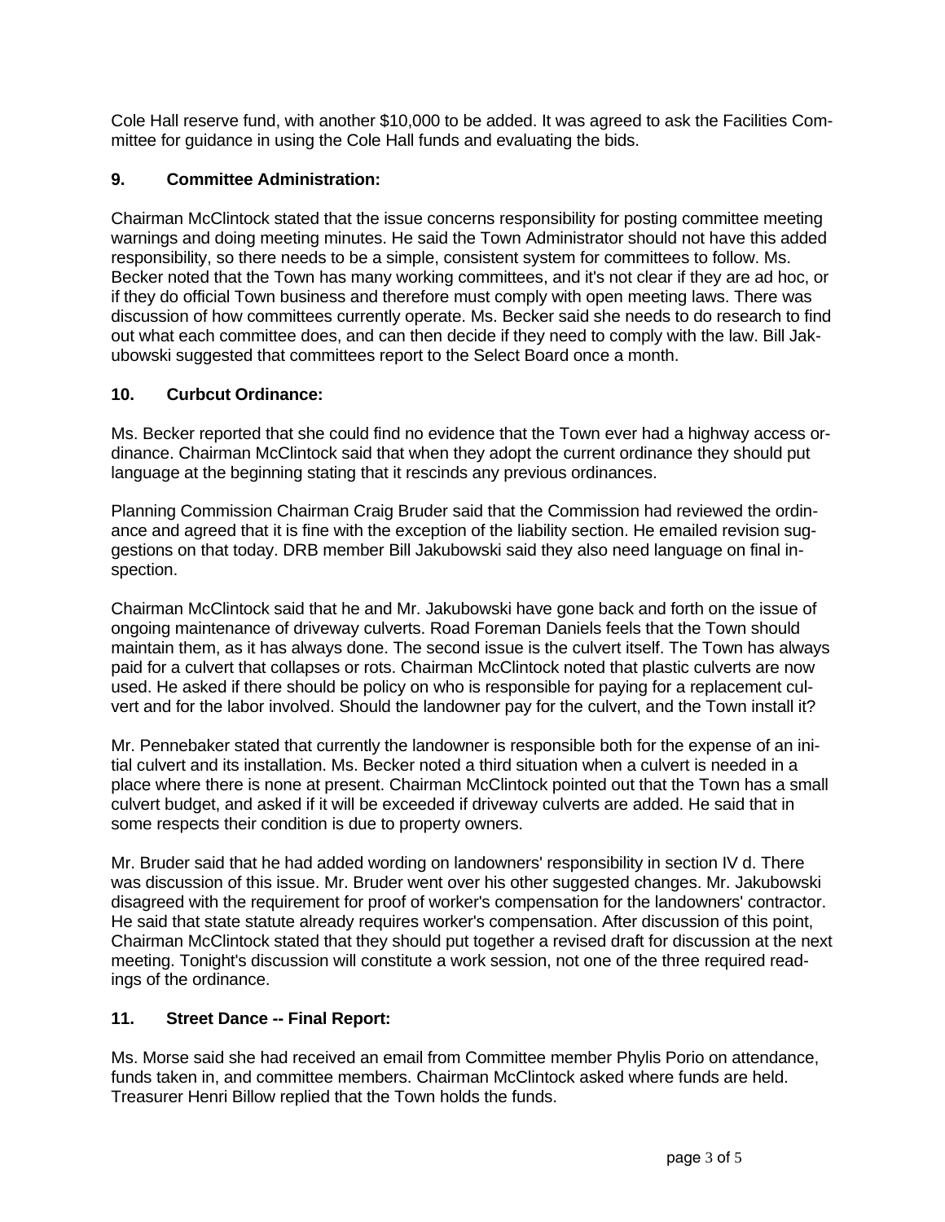Cole Hall reserve fund, with another $10,000 to be added. It was agreed to ask the Facilities Committee for guidance in using the Cole Hall funds and evaluating the bids.

**9. Committee Administration:**

Chairman McClintock stated that the issue concerns responsibility for posting committee meeting warnings and doing meeting minutes. He said the Town Administrator should not have this added responsibility, so there needs to be a simple, consistent system for committees to follow. Ms. Becker noted that the Town has many working committees, and it's not clear if they are ad hoc, or if they do official Town business and therefore must comply with open meeting laws. There was discussion of how committees currently operate. Ms. Becker said she needs to do research to find out what each committee does, and can then decide if they need to comply with the law. Bill Jakubowski suggested that committees report to the Select Board once a month.

**10. Curbcut Ordinance:**

Ms. Becker reported that she could find no evidence that the Town ever had a highway access ordinance. Chairman McClintock said that when they adopt the current ordinance they should put language at the beginning stating that it rescinds any previous ordinances.

Planning Commission Chairman Craig Bruder said that the Commission had reviewed the ordinance and agreed that it is fine with the exception of the liability section. He emailed revision suggestions on that today. DRB member Bill Jakubowski said they also need language on final inspection.

Chairman McClintock said that he and Mr. Jakubowski have gone back and forth on the issue of ongoing maintenance of driveway culverts. Road Foreman Daniels feels that the Town should maintain them, as it has always done. The second issue is the culvert itself. The Town has always paid for a culvert that collapses or rots. Chairman McClintock noted that plastic culverts are now used. He asked if there should be policy on who is responsible for paying for a replacement culvert and for the labor involved. Should the landowner pay for the culvert, and the Town install it?

Mr. Pennebaker stated that currently the landowner is responsible both for the expense of an initial culvert and its installation. Ms. Becker noted a third situation when a culvert is needed in a place where there is none at present. Chairman McClintock pointed out that the Town has a small culvert budget, and asked if it will be exceeded if driveway culverts are added. He said that in some respects their condition is due to property owners.

Mr. Bruder said that he had added wording on landowners' responsibility in section IV d. There was discussion of this issue. Mr. Bruder went over his other suggested changes. Mr. Jakubowski disagreed with the requirement for proof of worker's compensation for the landowners' contractor. He said that state statute already requires worker's compensation. After discussion of this point, Chairman McClintock stated that they should put together a revised draft for discussion at the next meeting. Tonight's discussion will constitute a work session, not one of the three required readings of the ordinance.

**11. Street Dance -- Final Report:**

Ms. Morse said she had received an email from Committee member Phylis Porio on attendance, funds taken in, and committee members. Chairman McClintock asked where funds are held. Treasurer Henri Billow replied that the Town holds the funds.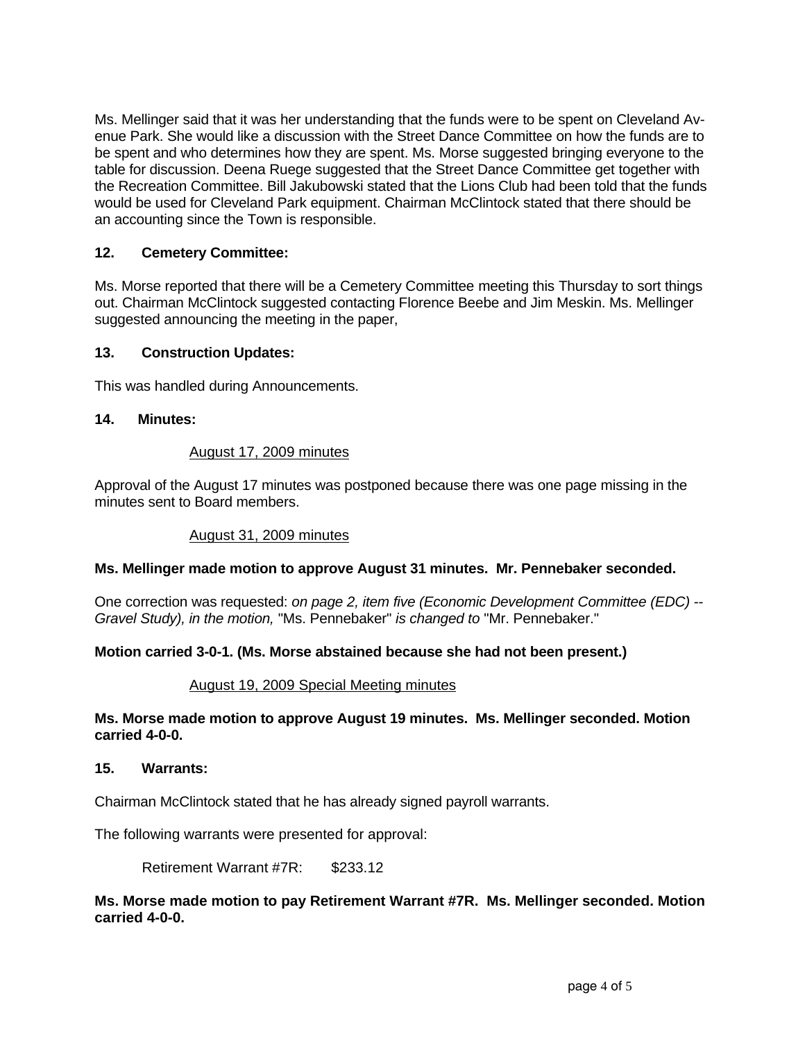Ms. Mellinger said that it was her understanding that the funds were to be spent on Cleveland Avenue Park. She would like a discussion with the Street Dance Committee on how the funds are to be spent and who determines how they are spent. Ms. Morse suggested bringing everyone to the table for discussion. Deena Ruege suggested that the Street Dance Committee get together with the Recreation Committee. Bill Jakubowski stated that the Lions Club had been told that the funds would be used for Cleveland Park equipment. Chairman McClintock stated that there should be an accounting since the Town is responsible.

**12. Cemetery Committee:**

Ms. Morse reported that there will be a Cemetery Committee meeting this Thursday to sort things out. Chairman McClintock suggested contacting Florence Beebe and Jim Meskin. Ms. Mellinger suggested announcing the meeting in the paper,

**13. Construction Updates:**

This was handled during Announcements.

**14. Minutes:**

August 17, 2009 minutes

Approval of the August 17 minutes was postponed because there was one page missing in the minutes sent to Board members.

August 31, 2009 minutes

**Ms. Mellinger made motion to approve August 31 minutes. Mr. Pennebaker seconded.**

One correction was requested: *on page 2, item five (Economic Development Committee (EDC) -- Gravel Study), in the motion,* "Ms. Pennebaker" *is changed to* "Mr. Pennebaker."

**Motion carried 3-0-1. (Ms. Morse abstained because she had not been present.)**

August 19, 2009 Special Meeting minutes

**Ms. Morse made motion to approve August 19 minutes. Ms. Mellinger seconded. Motion carried 4-0-0.**

**15. Warrants:**

Chairman McClintock stated that he has already signed payroll warrants.

The following warrants were presented for approval:

Retirement Warrant #7R: $233.12

**Ms. Morse made motion to pay Retirement Warrant #7R. Ms. Mellinger seconded. Motion carried 4-0-0.**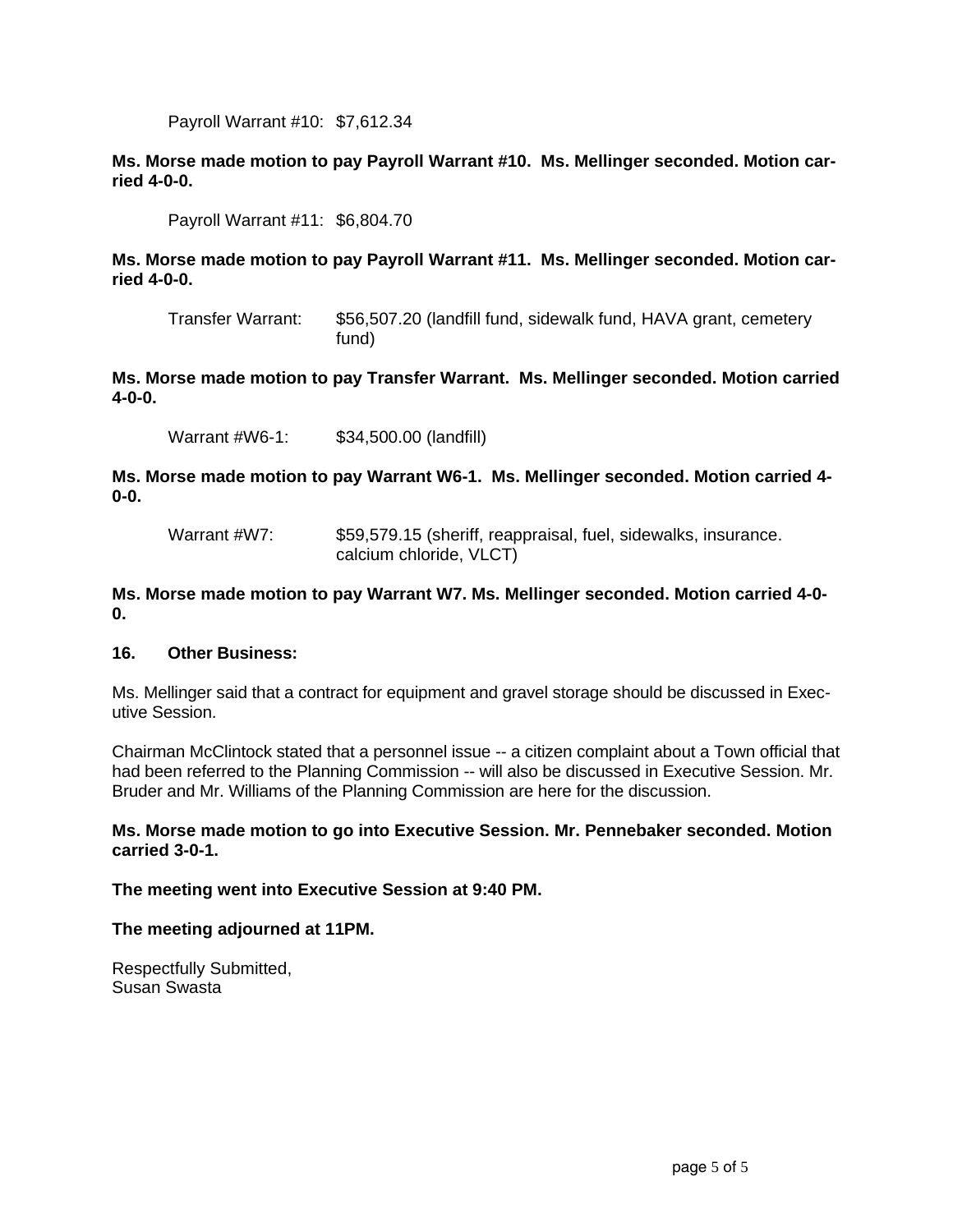Payroll Warrant #10: $7,612.34

**Ms. Morse made motion to pay Payroll Warrant #10. Ms. Mellinger seconded. Motion carried 4-0-0.**

Payroll Warrant #11: $6,804.70

**Ms. Morse made motion to pay Payroll Warrant #11. Ms. Mellinger seconded. Motion carried 4-0-0.**

Transfer Warrant: $56,507.20 (landfill fund, sidewalk fund, HAVA grant, cemetery fund)

**Ms. Morse made motion to pay Transfer Warrant. Ms. Mellinger seconded. Motion carried 4-0-0.**

Warrant #W6-1: $34,500.00 (landfill)

**Ms. Morse made motion to pay Warrant W6-1. Ms. Mellinger seconded. Motion carried 4-0-0.**

Warrant #W7: $59,579.15 (sheriff, reappraisal, fuel, sidewalks, insurance. calcium chloride, VLCT)

**Ms. Morse made motion to pay Warrant W7. Ms. Mellinger seconded. Motion carried 4-0-0.**

**16. Other Business:**

Ms. Mellinger said that a contract for equipment and gravel storage should be discussed in Executive Session.

Chairman McClintock stated that a personnel issue -- a citizen complaint about a Town official that had been referred to the Planning Commission -- will also be discussed in Executive Session. Mr. Bruder and Mr. Williams of the Planning Commission are here for the discussion.

**Ms. Morse made motion to go into Executive Session. Mr. Pennebaker seconded. Motion carried 3-0-1.**

**The meeting went into Executive Session at 9:40 PM.**

**The meeting adjourned at 11PM.**

Respectfully Submitted,
Susan Swasta